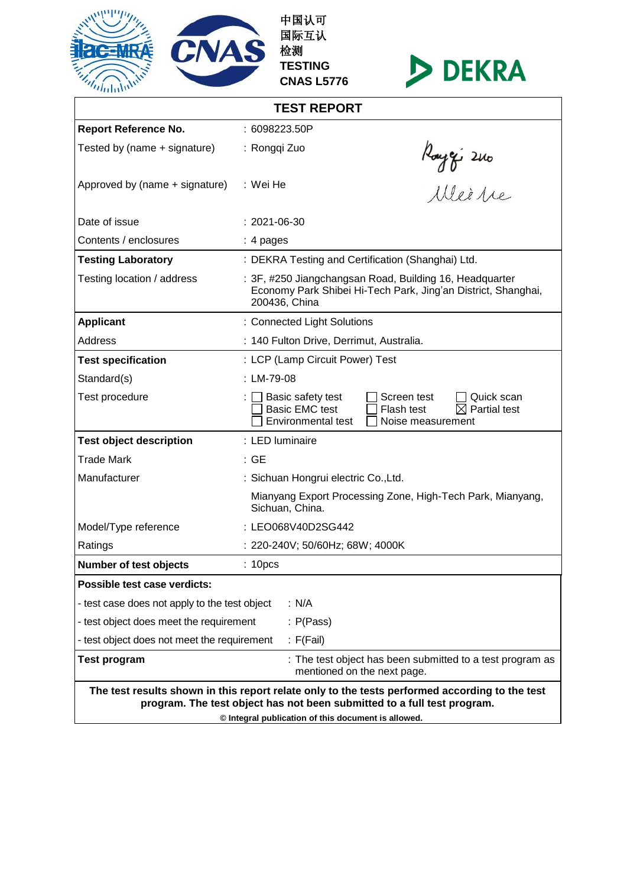中国认可
国际互认
检测
**TESTING**
**CNAS L5776**

DEKRA

## TEST REPORT

| | |
|---|---|
| **Report Reference No.** | : 6098223.50P |
| Tested by (name + signature) | : Rongqi Zuo |
| Approved by (name + signature) | : Wei He |
| Date of issue | : 2021-06-30 |
| Contents / enclosures | : 4 pages |
| **Testing Laboratory** | : DEKRA Testing and Certification (Shanghai) Ltd. |
| Testing location / address | : 3F, #250 Jiangchangsan Road, Building 16, Headquarter Economy Park Shibei Hi-Tech Park, Jing'an District, Shanghai, 200436, China |
| **Applicant** | : Connected Light Solutions |
| Address | : 140 Fulton Drive, Derrimut, Australia. |
| **Test specification** | : LCP (Lamp Circuit Power) Test |
| Standard(s) | : LM-79-08 |
| Test procedure | : ☐ Basic safety test ☐ Screen test ☐ Quick scan ☐ Basic EMC test ☐ Flash test ☒ Partial test ☐ Environmental test ☐ Noise measurement |
| **Test object description** | : LED luminaire |
| Trade Mark | : GE |
| Manufacturer | : Sichuan Hongrui electric Co.,Ltd. |
| | Mianyang Export Processing Zone, High-Tech Park, Mianyang, Sichuan, China. |
| Model/Type reference | : LEO068V40D2SG442 |
| Ratings | : 220-240V; 50/60Hz; 68W; 4000K |
| **Number of test objects** | : 10pcs |

**Possible test case verdicts:**

| | |
|---|---|
| - test case does not apply to the test object | : N/A |
| - test object does meet the requirement | : P(Pass) |
| - test object does not meet the requirement | : F(Fail) |
| **Test program** | : The test object has been submitted to a test program as mentioned on the next page. |

**The test results shown in this report relate only to the tests performed according to the test program. The test object has not been submitted to a full test program.**

**© Integral publication of this document is allowed.**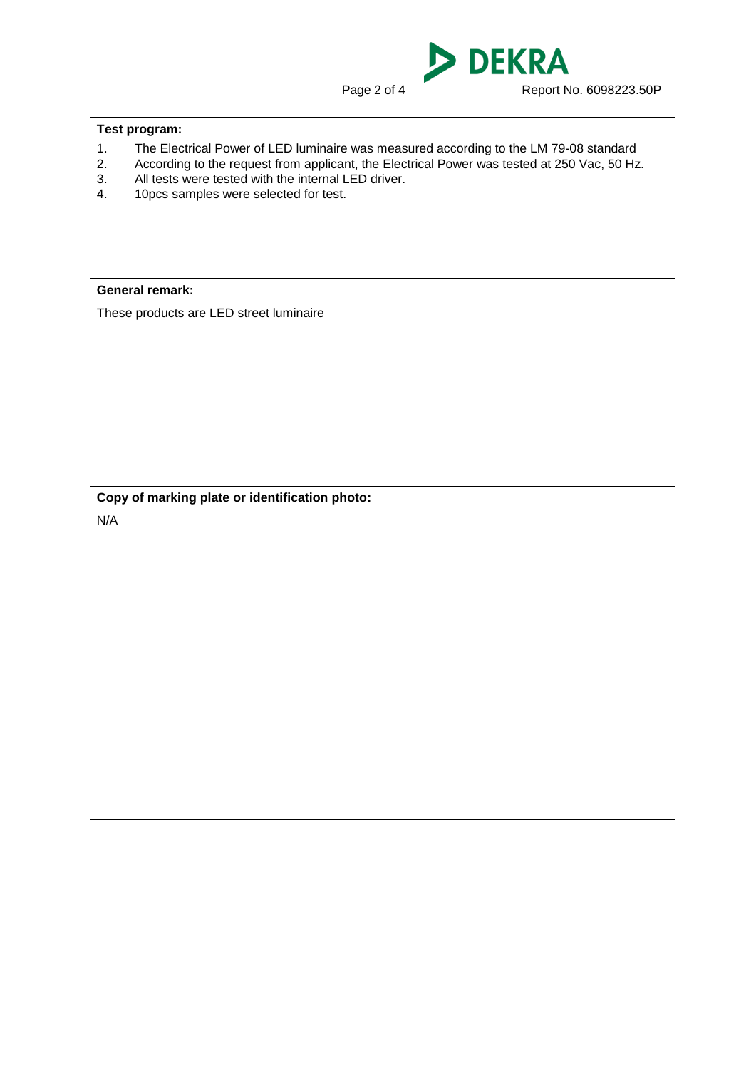**Test program:**

1. The Electrical Power of LED luminaire was measured according to the LM 79-08 standard
2. According to the request from applicant, the Electrical Power was tested at 250 Vac, 50 Hz.
3. All tests were tested with the internal LED driver.
4. 10pcs samples were selected for test.

**General remark:**

These products are LED street luminaire

**Copy of marking plate or identification photo:**

N/A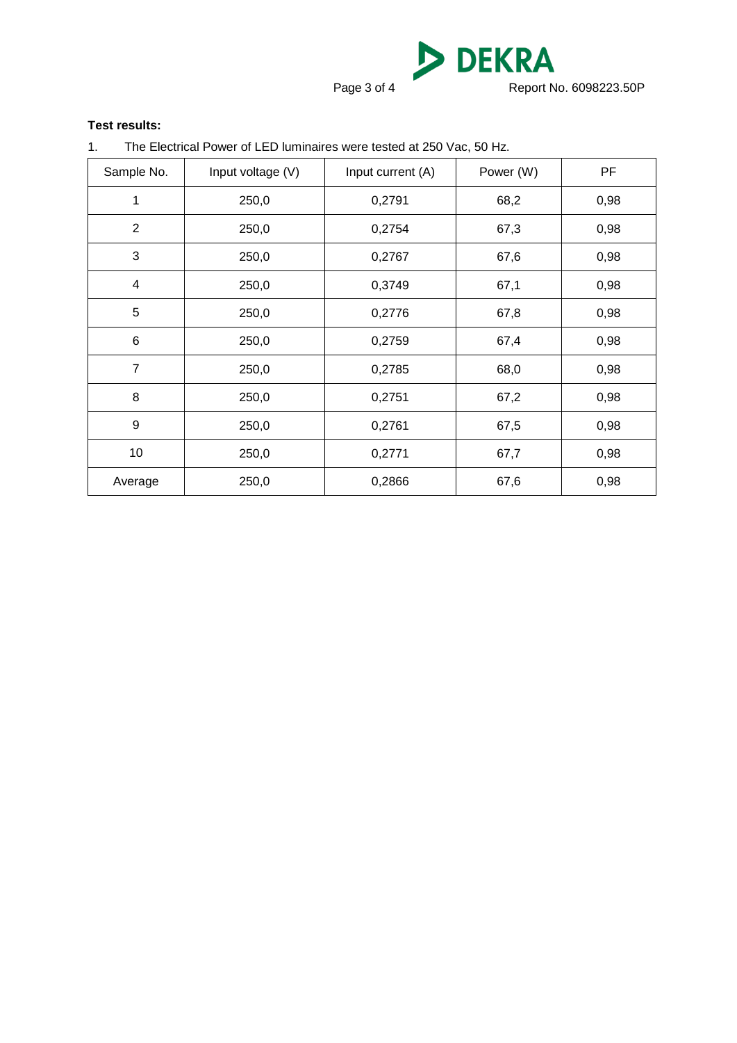**Test results:**

1. The Electrical Power of LED luminaires were tested at 250 Vac, 50 Hz.

| Sample No. | Input voltage (V) | Input current (A) | Power (W) | PF |
|---|---|---|---|---|
| 1 | 250,0 | 0,2791 | 68,2 | 0,98 |
| 2 | 250,0 | 0,2754 | 67,3 | 0,98 |
| 3 | 250,0 | 0,2767 | 67,6 | 0,98 |
| 4 | 250,0 | 0,3749 | 67,1 | 0,98 |
| 5 | 250,0 | 0,2776 | 67,8 | 0,98 |
| 6 | 250,0 | 0,2759 | 67,4 | 0,98 |
| 7 | 250,0 | 0,2785 | 68,0 | 0,98 |
| 8 | 250,0 | 0,2751 | 67,2 | 0,98 |
| 9 | 250,0 | 0,2761 | 67,5 | 0,98 |
| 10 | 250,0 | 0,2771 | 67,7 | 0,98 |
| Average | 250,0 | 0,2866 | 67,6 | 0,98 |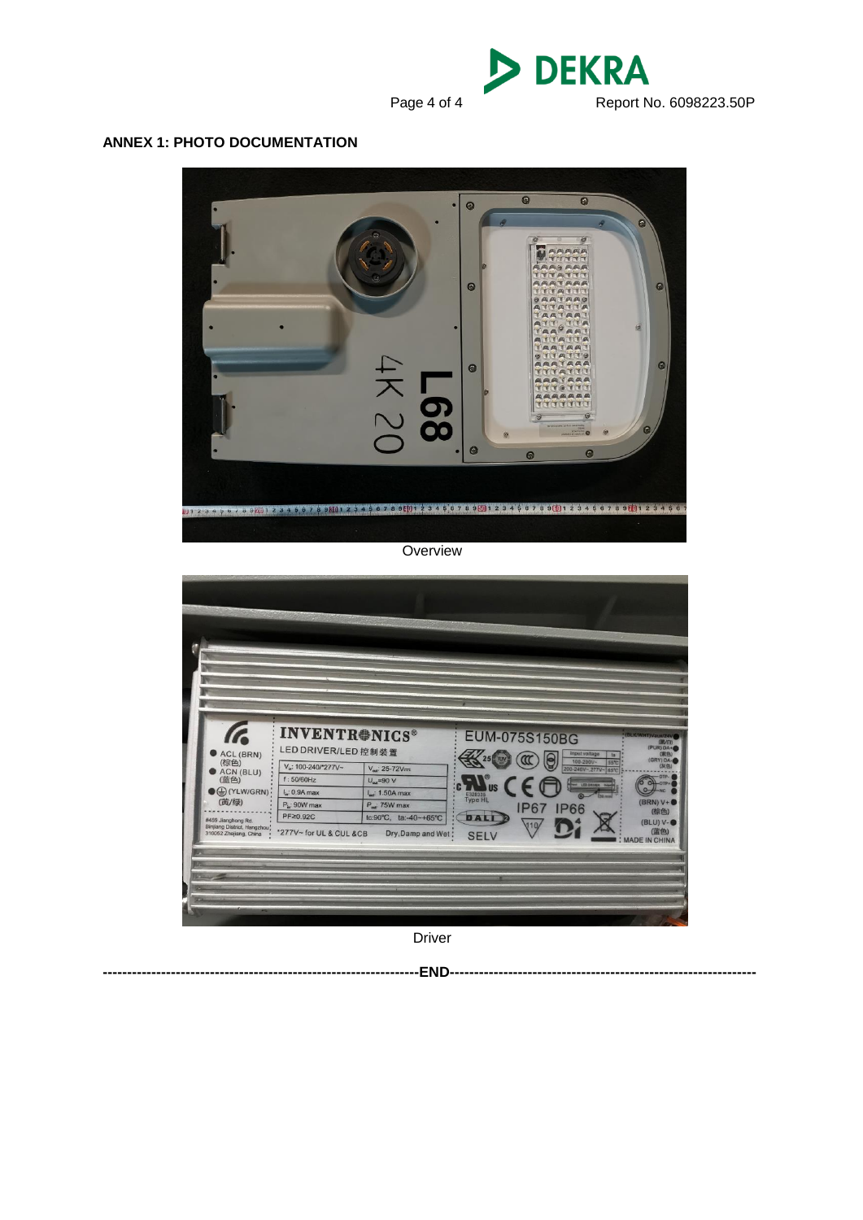## ANNEX 1: PHOTO DOCUMENTATION

Overview

Driver

-----------------------------------------------------------------END-----------------------------------------------------------------